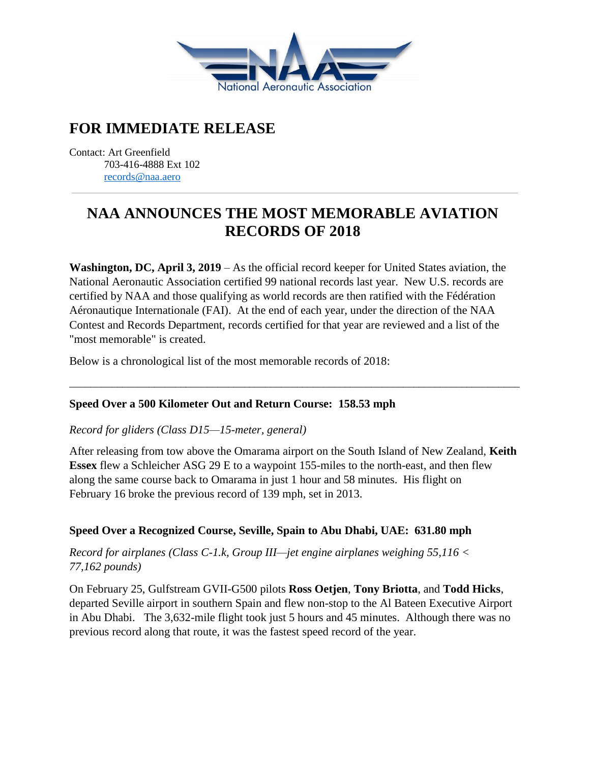## FOR IMMEDIATE RELEASE

Contact: Art Greenfield
703-416-4888 Ext 102
records@naa.aero

# NAA ANNOUNCES THE MOST MEMORABLE AVIATION RECORDS OF 2018

**Washington, DC, April 3, 2019** – As the official record keeper for United States aviation, the National Aeronautic Association certified 99 national records last year. New U.S. records are certified by NAA and those qualifying as world records are then ratified with the Fédération Aéronautique Internationale (FAI). At the end of each year, under the direction of the NAA Contest and Records Department, records certified for that year are reviewed and a list of the "most memorable" is created.

Below is a chronological list of the most memorable records of 2018:

---

**Speed Over a 500 Kilometer Out and Return Course: 158.53 mph**

*Record for gliders (Class D15—15-meter, general)*

After releasing from tow above the Omarama airport on the South Island of New Zealand, **Keith Essex** flew a Schleicher ASG 29 E to a waypoint 155-miles to the north-east, and then flew along the same course back to Omarama in just 1 hour and 58 minutes. His flight on February 16 broke the previous record of 139 mph, set in 2013.

**Speed Over a Recognized Course, Seville, Spain to Abu Dhabi, UAE: 631.80 mph**

*Record for airplanes (Class C-1.k, Group III—jet engine airplanes weighing 55,116 < 77,162 pounds)*

On February 25, Gulfstream GVII-G500 pilots **Ross Oetjen**, **Tony Briotta**, and **Todd Hicks**, departed Seville airport in southern Spain and flew non-stop to the Al Bateen Executive Airport in Abu Dhabi. The 3,632-mile flight took just 5 hours and 45 minutes. Although there was no previous record along that route, it was the fastest speed record of the year.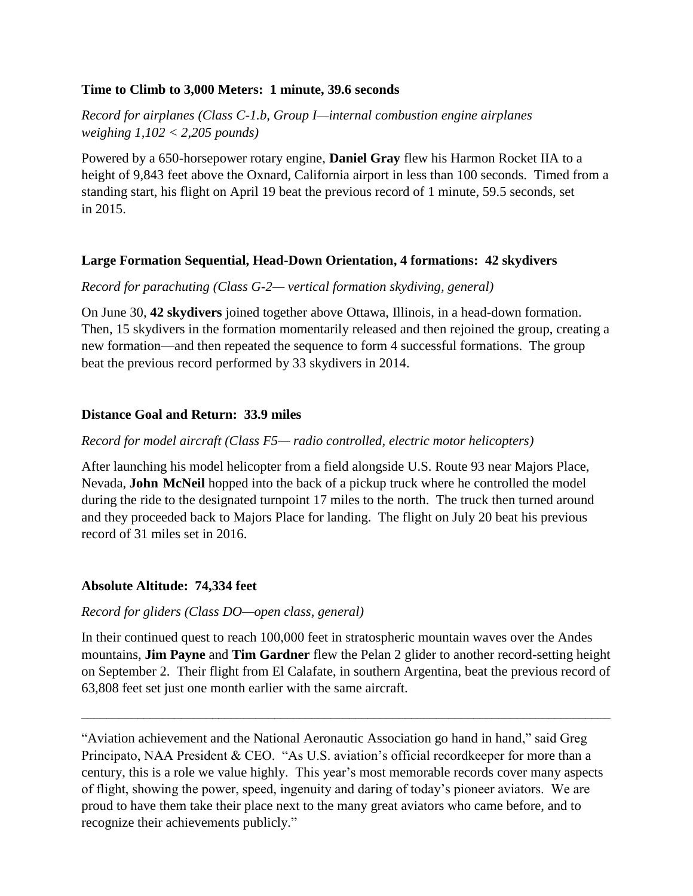**Time to Climb to 3,000 Meters: 1 minute, 39.6 seconds**

*Record for airplanes (Class C-1.b, Group I—internal combustion engine airplanes weighing 1,102 < 2,205 pounds)*

Powered by a 650-horsepower rotary engine, **Daniel Gray** flew his Harmon Rocket IIA to a height of 9,843 feet above the Oxnard, California airport in less than 100 seconds. Timed from a standing start, his flight on April 19 beat the previous record of 1 minute, 59.5 seconds, set in 2015.

**Large Formation Sequential, Head-Down Orientation, 4 formations: 42 skydivers**

*Record for parachuting (Class G-2— vertical formation skydiving, general)*

On June 30, **42 skydivers** joined together above Ottawa, Illinois, in a head-down formation. Then, 15 skydivers in the formation momentarily released and then rejoined the group, creating a new formation—and then repeated the sequence to form 4 successful formations. The group beat the previous record performed by 33 skydivers in 2014.

**Distance Goal and Return: 33.9 miles**

*Record for model aircraft (Class F5— radio controlled, electric motor helicopters)*

After launching his model helicopter from a field alongside U.S. Route 93 near Majors Place, Nevada, **John McNeil** hopped into the back of a pickup truck where he controlled the model during the ride to the designated turnpoint 17 miles to the north. The truck then turned around and they proceeded back to Majors Place for landing. The flight on July 20 beat his previous record of 31 miles set in 2016.

**Absolute Altitude: 74,334 feet**

*Record for gliders (Class DO—open class, general)*

In their continued quest to reach 100,000 feet in stratospheric mountain waves over the Andes mountains, **Jim Payne** and **Tim Gardner** flew the Pelan 2 glider to another record-setting height on September 2. Their flight from El Calafate, in southern Argentina, beat the previous record of 63,808 feet set just one month earlier with the same aircraft.

---

"Aviation achievement and the National Aeronautic Association go hand in hand," said Greg Principato, NAA President & CEO. "As U.S. aviation's official recordkeeper for more than a century, this is a role we value highly. This year's most memorable records cover many aspects of flight, showing the power, speed, ingenuity and daring of today's pioneer aviators. We are proud to have them take their place next to the many great aviators who came before, and to recognize their achievements publicly."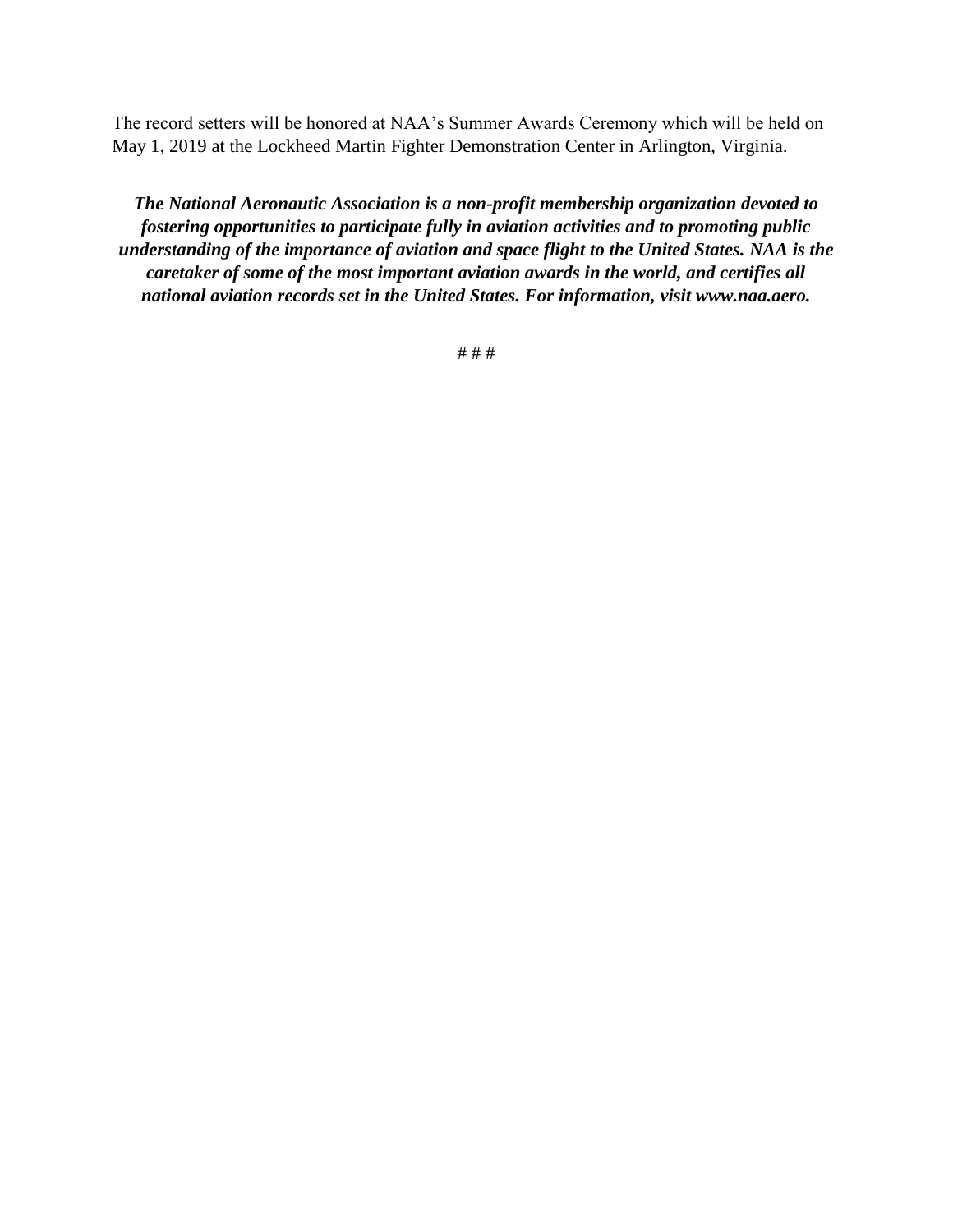The record setters will be honored at NAA's Summer Awards Ceremony which will be held on May 1, 2019 at the Lockheed Martin Fighter Demonstration Center in Arlington, Virginia.

***The National Aeronautic Association is a non-profit membership organization devoted to fostering opportunities to participate fully in aviation activities and to promoting public understanding of the importance of aviation and space flight to the United States. NAA is the caretaker of some of the most important aviation awards in the world, and certifies all national aviation records set in the United States. For information, visit www.naa.aero.***

# # #